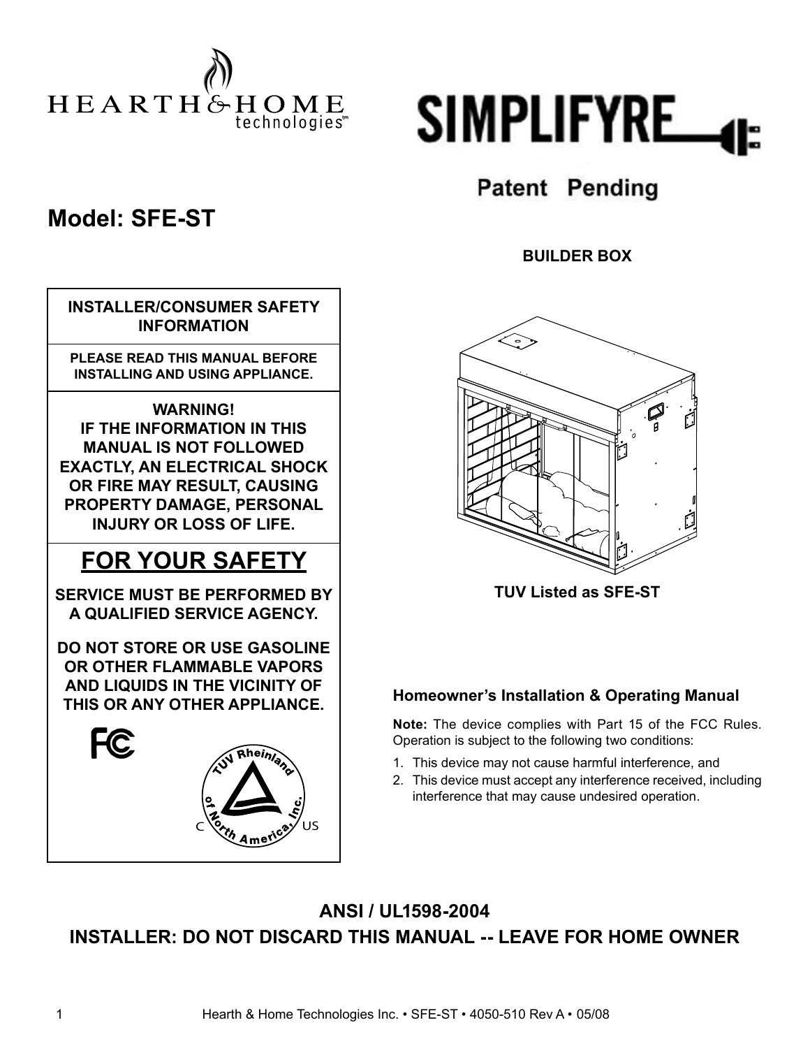HEARTH & HOME technologies

# SIMPLIFYRE

Patent Pending

## Model: SFE-ST

**BUILDER BOX**

**INSTALLER/CONSUMER SAFETY INFORMATION**

**PLEASE READ THIS MANUAL BEFORE INSTALLING AND USING APPLIANCE.**

**WARNING!**
**IF THE INFORMATION IN THIS MANUAL IS NOT FOLLOWED EXACTLY, AN ELECTRICAL SHOCK OR FIRE MAY RESULT, CAUSING PROPERTY DAMAGE, PERSONAL INJURY OR LOSS OF LIFE.**

## FOR YOUR SAFETY

**SERVICE MUST BE PERFORMED BY A QUALIFIED SERVICE AGENCY.**

**DO NOT STORE OR USE GASOLINE OR OTHER FLAMMABLE VAPORS AND LIQUIDS IN THE VICINITY OF THIS OR ANY OTHER APPLIANCE.**

TUV Rheinland of North America, Inc. C US

**TUV Listed as SFE-ST**

### Homeowner's Installation & Operating Manual

**Note:** The device complies with Part 15 of the FCC Rules. Operation is subject to the following two conditions:

1. This device may not cause harmful interference, and
2. This device must accept any interference received, including interference that may cause undesired operation.

**ANSI / UL1598-2004**

**INSTALLER: DO NOT DISCARD THIS MANUAL -- LEAVE FOR HOME OWNER**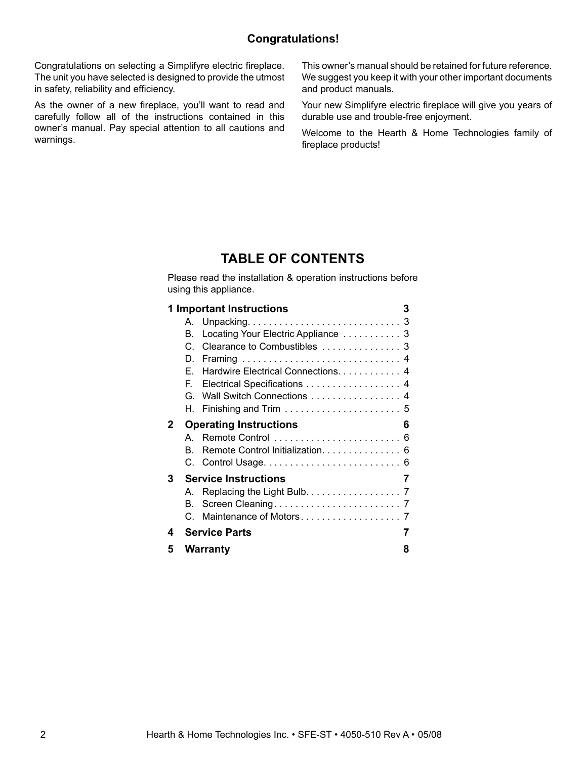## Congratulations!

Congratulations on selecting a Simplifyre electric fireplace. The unit you have selected is designed to provide the utmost in safety, reliability and efficiency.

As the owner of a new fireplace, you'll want to read and carefully follow all of the instructions contained in this owner's manual. Pay special attention to all cautions and warnings.

This owner's manual should be retained for future reference. We suggest you keep it with your other important documents and product manuals.

Your new Simplifyre electric fireplace will give you years of durable use and trouble-free enjoyment.

Welcome to the Hearth & Home Technologies family of fireplace products!

## TABLE OF CONTENTS

Please read the installation & operation instructions before using this appliance.

**1 Important Instructions** ........ **3**
- A. Unpacking ........ 3
- B. Locating Your Electric Appliance ........ 3
- C. Clearance to Combustibles ........ 3
- D. Framing ........ 4
- E. Hardwire Electrical Connections ........ 4
- F. Electrical Specifications ........ 4
- G. Wall Switch Connections ........ 4
- H. Finishing and Trim ........ 5

**2 Operating Instructions** ........ **6**
- A. Remote Control ........ 6
- B. Remote Control Initialization ........ 6
- C. Control Usage ........ 6

**3 Service Instructions** ........ **7**
- A. Replacing the Light Bulb ........ 7
- B. Screen Cleaning ........ 7
- C. Maintenance of Motors ........ 7

**4 Service Parts** ........ **7**

**5 Warranty** ........ **8**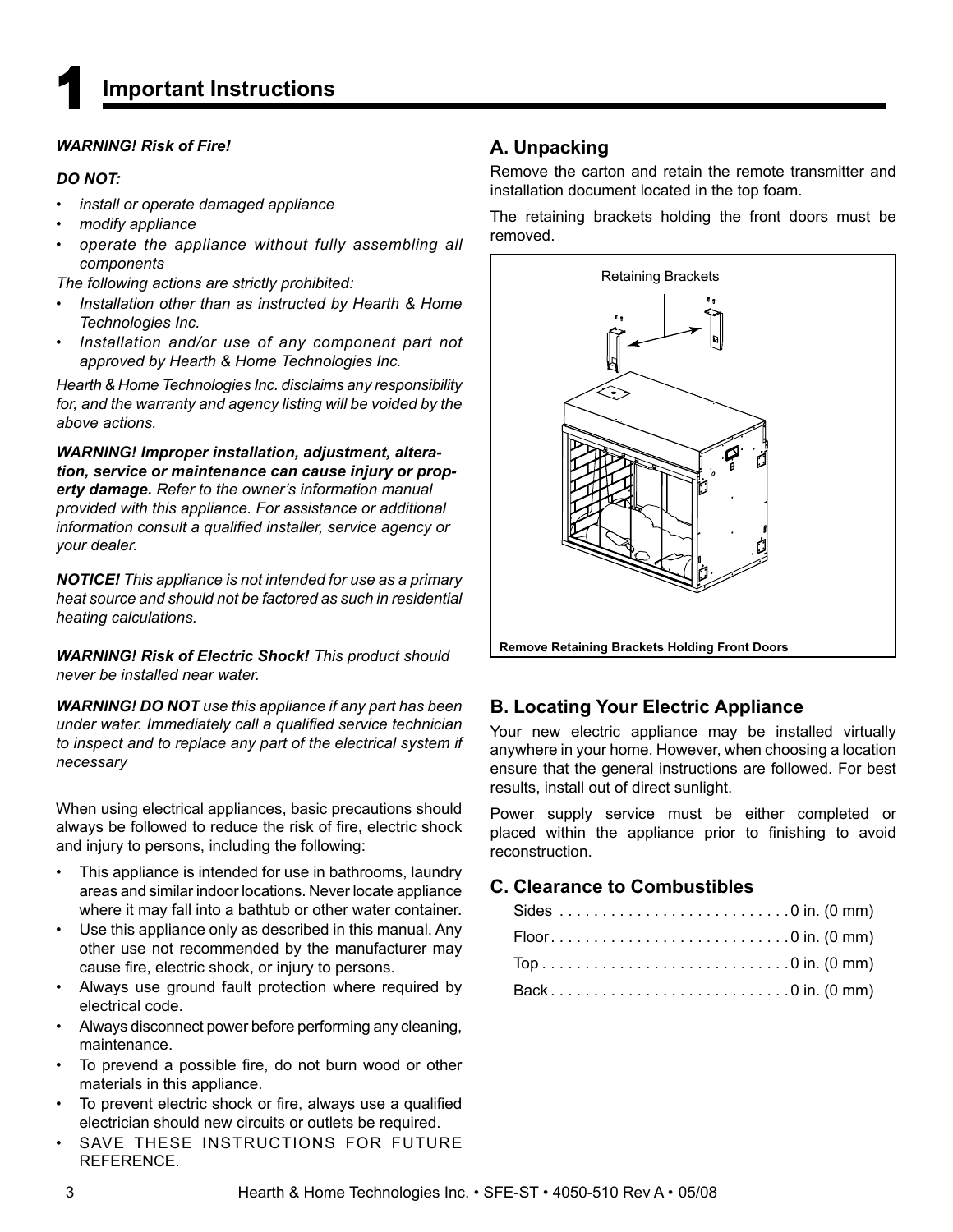# 1 Important Instructions

***WARNING! Risk of Fire!***

***DO NOT:***

- *install or operate damaged appliance*
- *modify appliance*
- *operate the appliance without fully assembling all components*

*The following actions are strictly prohibited:*

- *Installation other than as instructed by Hearth & Home Technologies Inc.*
- *Installation and/or use of any component part not approved by Hearth & Home Technologies Inc.*

*Hearth & Home Technologies Inc. disclaims any responsibility for, and the warranty and agency listing will be voided by the above actions.*

***WARNING! Improper installation, adjustment, alteration, service or maintenance can cause injury or property damage.*** *Refer to the owner's information manual provided with this appliance. For assistance or additional information consult a qualified installer, service agency or your dealer.*

***NOTICE!*** *This appliance is not intended for use as a primary heat source and should not be factored as such in residential heating calculations.*

***WARNING! Risk of Electric Shock!*** *This product should never be installed near water.*

***WARNING! DO NOT*** *use this appliance if any part has been under water. Immediately call a qualified service technician to inspect and to replace any part of the electrical system if necessary*

When using electrical appliances, basic precautions should always be followed to reduce the risk of fire, electric shock and injury to persons, including the following:

- This appliance is intended for use in bathrooms, laundry areas and similar indoor locations. Never locate appliance where it may fall into a bathtub or other water container.
- Use this appliance only as described in this manual. Any other use not recommended by the manufacturer may cause fire, electric shock, or injury to persons.
- Always use ground fault protection where required by electrical code.
- Always disconnect power before performing any cleaning, maintenance.
- To prevend a possible fire, do not burn wood or other materials in this appliance.
- To prevent electric shock or fire, always use a qualified electrician should new circuits or outlets be required.
- SAVE THESE INSTRUCTIONS FOR FUTURE REFERENCE.

## A. Unpacking

Remove the carton and retain the remote transmitter and installation document located in the top foam.

The retaining brackets holding the front doors must be removed.

Retaining Brackets

**Remove Retaining Brackets Holding Front Doors**

## B. Locating Your Electric Appliance

Your new electric appliance may be installed virtually anywhere in your home. However, when choosing a location ensure that the general instructions are followed. For best results, install out of direct sunlight.

Power supply service must be either completed or placed within the appliance prior to finishing to avoid reconstruction.

## C. Clearance to Combustibles

Sides . . . . . . . . . . . . . . . . . . . . . . . . . . 0 in. (0 mm)
Floor . . . . . . . . . . . . . . . . . . . . . . . . . . . 0 in. (0 mm)
Top . . . . . . . . . . . . . . . . . . . . . . . . . . . . 0 in. (0 mm)
Back . . . . . . . . . . . . . . . . . . . . . . . . . . . 0 in. (0 mm)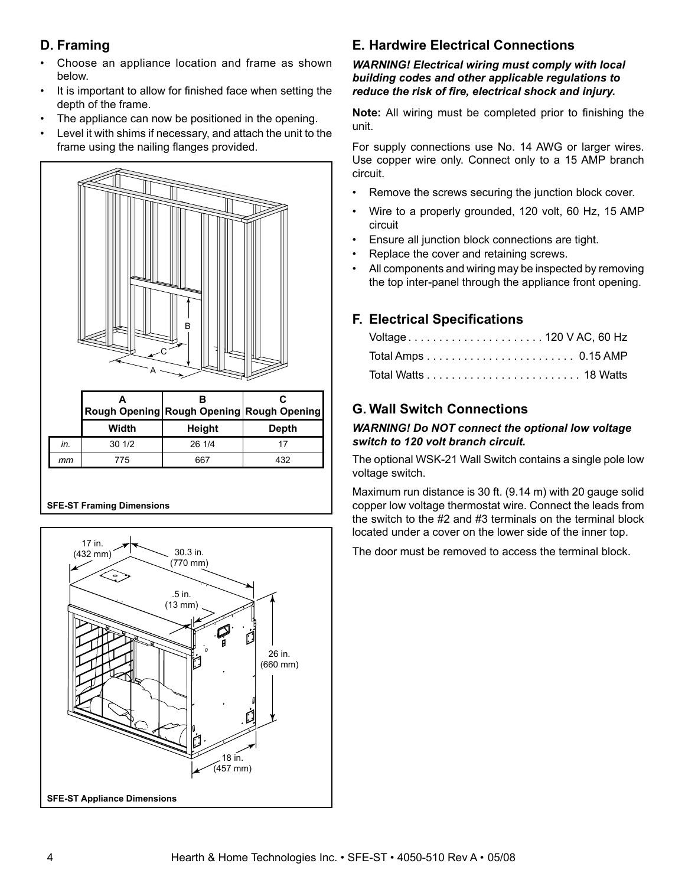## D. Framing

- Choose an appliance location and frame as shown below.
- It is important to allow for finished face when setting the depth of the frame.
- The appliance can now be positioned in the opening.
- Level it with shims if necessary, and attach the unit to the frame using the nailing flanges provided.

| | A Rough Opening | B Rough Opening | C Rough Opening |
|---|---|---|---|
| | Width | Height | Depth |
| in. | 30 1/2 | 26 1/4 | 17 |
| mm | 775 | 667 | 432 |

SFE-ST Framing Dimensions

SFE-ST Appliance Dimensions

## E. Hardwire Electrical Connections

***WARNING! Electrical wiring must comply with local building codes and other applicable regulations to reduce the risk of fire, electrical shock and injury.***

**Note:** All wiring must be completed prior to finishing the unit.

For supply connections use No. 14 AWG or larger wires. Use copper wire only. Connect only to a 15 AMP branch circuit.

- Remove the screws securing the junction block cover.
- Wire to a properly grounded, 120 volt, 60 Hz, 15 AMP circuit
- Ensure all junction block connections are tight.
- Replace the cover and retaining screws.
- All components and wiring may be inspected by removing the top inter-panel through the appliance front opening.

## F. Electrical Specifications

Voltage . . . . . . . . . . . . . . . . . . . . . . 120 V AC, 60 Hz

Total Amps . . . . . . . . . . . . . . . . . . . . . . . . 0.15 AMP

Total Watts . . . . . . . . . . . . . . . . . . . . . . . . . 18 Watts

## G. Wall Switch Connections

***WARNING! Do NOT connect the optional low voltage switch to 120 volt branch circuit.***

The optional WSK-21 Wall Switch contains a single pole low voltage switch.

Maximum run distance is 30 ft. (9.14 m) with 20 gauge solid copper low voltage thermostat wire. Connect the leads from the switch to the #2 and #3 terminals on the terminal block located under a cover on the lower side of the inner top.

The door must be removed to access the terminal block.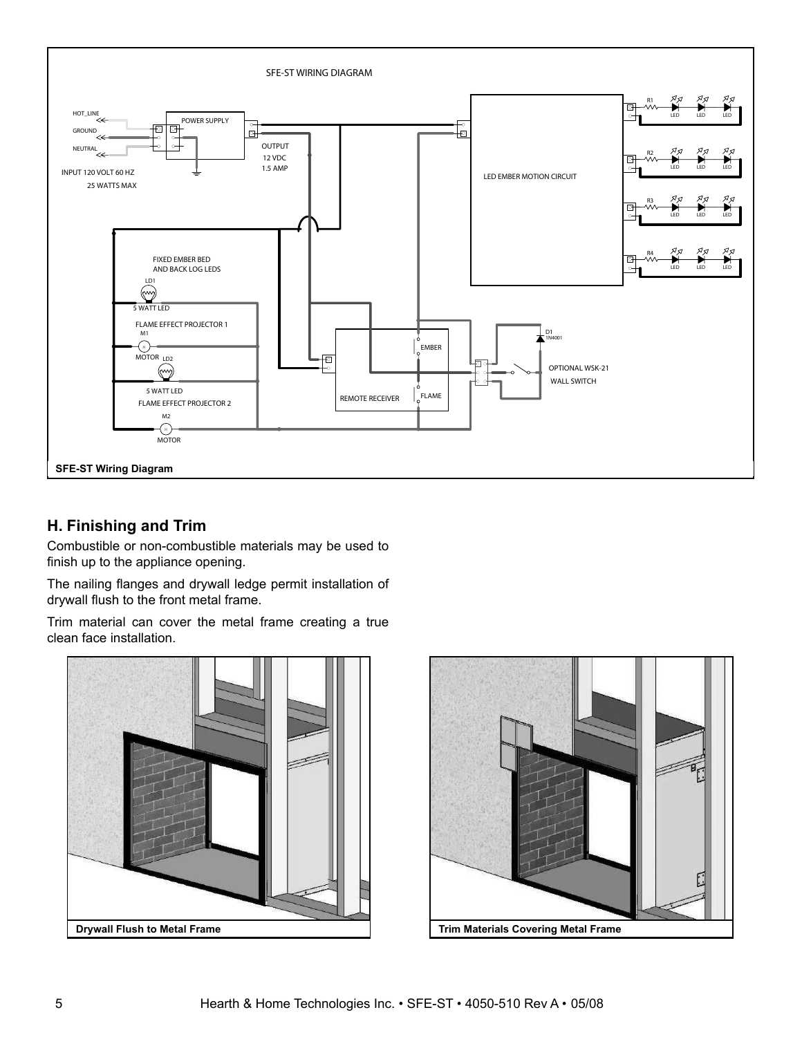SFE-ST Wiring Diagram

## H. Finishing and Trim

Combustible or non-combustible materials may be used to finish up to the appliance opening.

The nailing flanges and drywall ledge permit installation of drywall flush to the front metal frame.

Trim material can cover the metal frame creating a true clean face installation.

Drywall Flush to Metal Frame

Trim Materials Covering Metal Frame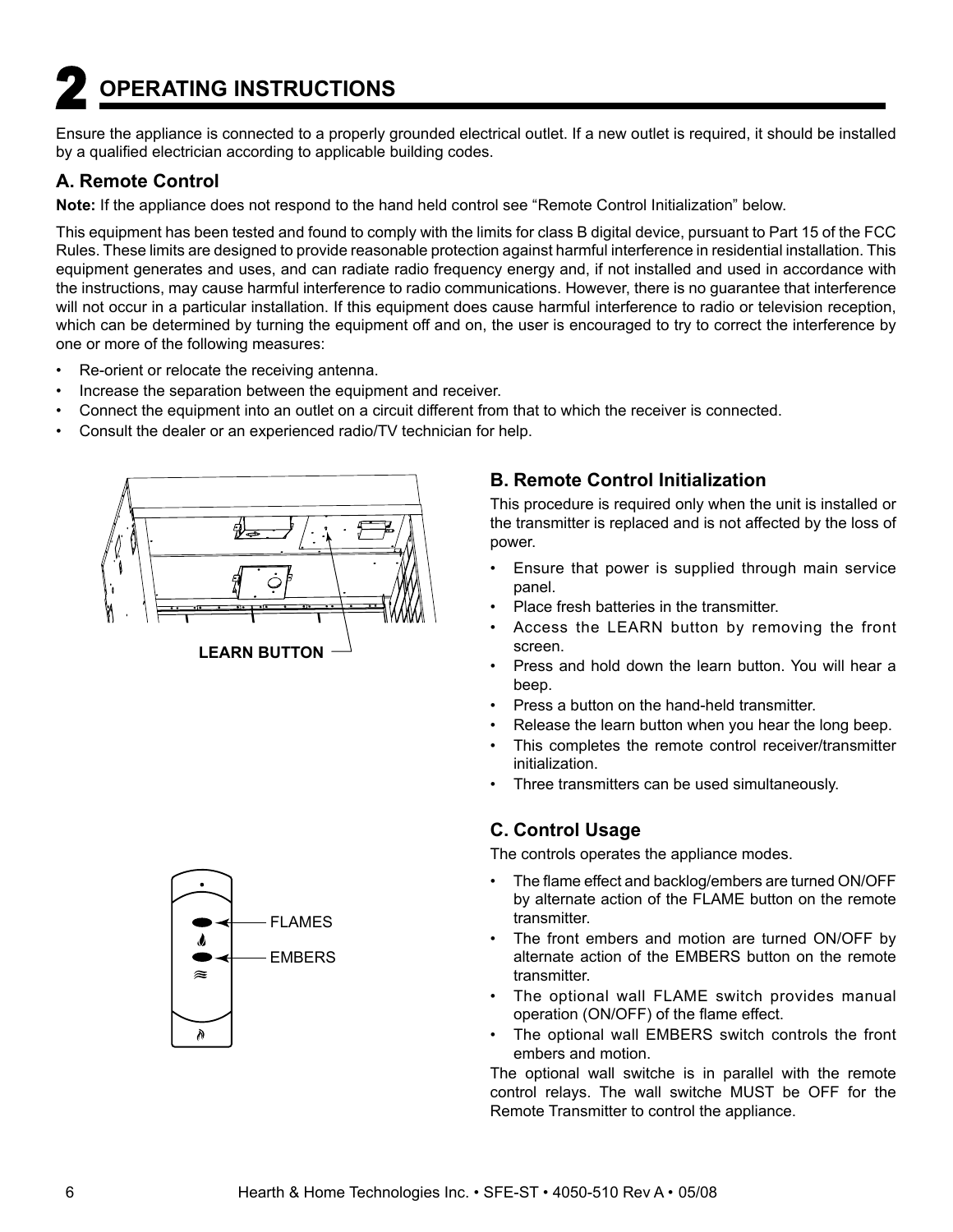# 2 OPERATING INSTRUCTIONS

Ensure the appliance is connected to a properly grounded electrical outlet. If a new outlet is required, it should be installed by a qualified electrician according to applicable building codes.

## A. Remote Control

**Note:** If the appliance does not respond to the hand held control see "Remote Control Initialization" below.

This equipment has been tested and found to comply with the limits for class B digital device, pursuant to Part 15 of the FCC Rules. These limits are designed to provide reasonable protection against harmful interference in residential installation. This equipment generates and uses, and can radiate radio frequency energy and, if not installed and used in accordance with the instructions, may cause harmful interference to radio communications. However, there is no guarantee that interference will not occur in a particular installation. If this equipment does cause harmful interference to radio or television reception, which can be determined by turning the equipment off and on, the user is encouraged to try to correct the interference by one or more of the following measures:

- Re-orient or relocate the receiving antenna.
- Increase the separation between the equipment and receiver.
- Connect the equipment into an outlet on a circuit different from that to which the receiver is connected.
- Consult the dealer or an experienced radio/TV technician for help.

LEARN BUTTON

## B. Remote Control Initialization

This procedure is required only when the unit is installed or the transmitter is replaced and is not affected by the loss of power.

- Ensure that power is supplied through main service panel.
- Place fresh batteries in the transmitter.
- Access the LEARN button by removing the front screen.
- Press and hold down the learn button. You will hear a beep.
- Press a button on the hand-held transmitter.
- Release the learn button when you hear the long beep.
- This completes the remote control receiver/transmitter initialization.
- Three transmitters can be used simultaneously.

FLAMES

EMBERS

## C. Control Usage

The controls operates the appliance modes.

- The flame effect and backlog/embers are turned ON/OFF by alternate action of the FLAME button on the remote transmitter.
- The front embers and motion are turned ON/OFF by alternate action of the EMBERS button on the remote transmitter.
- The optional wall FLAME switch provides manual operation (ON/OFF) of the flame effect.
- The optional wall EMBERS switch controls the front embers and motion.

The optional wall switche is in parallel with the remote control relays. The wall switche MUST be OFF for the Remote Transmitter to control the appliance.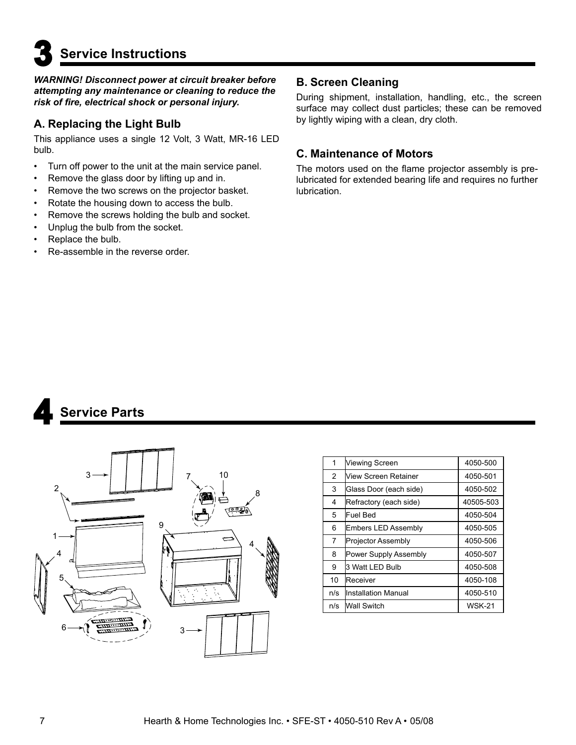# 3 Service Instructions

***WARNING! Disconnect power at circuit breaker before attempting any maintenance or cleaning to reduce the risk of fire, electrical shock or personal injury.***

## A. Replacing the Light Bulb

This appliance uses a single 12 Volt, 3 Watt, MR-16 LED bulb.

- Turn off power to the unit at the main service panel.
- Remove the glass door by lifting up and in.
- Remove the two screws on the projector basket.
- Rotate the housing down to access the bulb.
- Remove the screws holding the bulb and socket.
- Unplug the bulb from the socket.
- Replace the bulb.
- Re-assemble in the reverse order.

## B. Screen Cleaning

During shipment, installation, handling, etc., the screen surface may collect dust particles; these can be removed by lightly wiping with a clean, dry cloth.

## C. Maintenance of Motors

The motors used on the flame projector assembly is pre-lubricated for extended bearing life and requires no further lubrication.

# 4 Service Parts

| | | |
|---|---|---|
| 1 | Viewing Screen | 4050-500 |
| 2 | View Screen Retainer | 4050-501 |
| 3 | Glass Door (each side) | 4050-502 |
| 4 | Refractory (each side) | 40505-503 |
| 5 | Fuel Bed | 4050-504 |
| 6 | Embers LED Assembly | 4050-505 |
| 7 | Projector Assembly | 4050-506 |
| 8 | Power Supply Assembly | 4050-507 |
| 9 | 3 Watt LED Bulb | 4050-508 |
| 10 | Receiver | 4050-108 |
| n/s | Installation Manual | 4050-510 |
| n/s | Wall Switch | WSK-21 |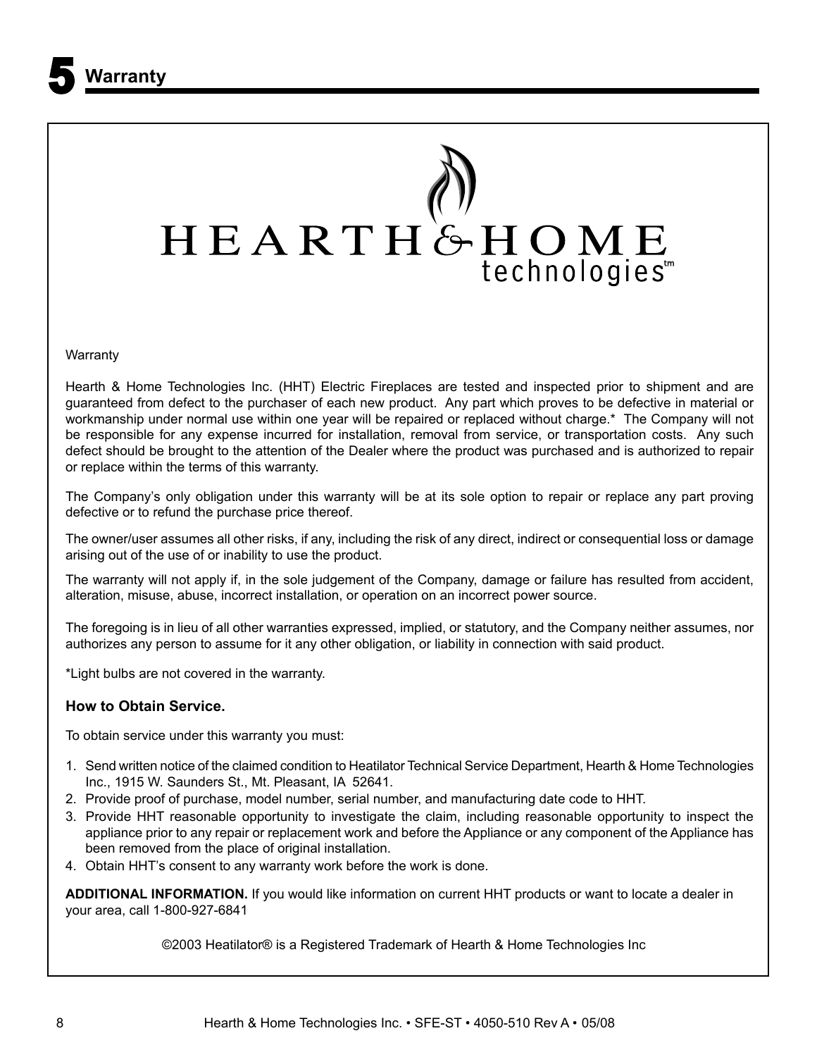# 5 Warranty

HEARTH & HOME technologies™

Warranty

Hearth & Home Technologies Inc. (HHT) Electric Fireplaces are tested and inspected prior to shipment and are guaranteed from defect to the purchaser of each new product. Any part which proves to be defective in material or workmanship under normal use within one year will be repaired or replaced without charge.* The Company will not be responsible for any expense incurred for installation, removal from service, or transportation costs. Any such defect should be brought to the attention of the Dealer where the product was purchased and is authorized to repair or replace within the terms of this warranty.

The Company's only obligation under this warranty will be at its sole option to repair or replace any part proving defective or to refund the purchase price thereof.

The owner/user assumes all other risks, if any, including the risk of any direct, indirect or consequential loss or damage arising out of the use of or inability to use the product.

The warranty will not apply if, in the sole judgement of the Company, damage or failure has resulted from accident, alteration, misuse, abuse, incorrect installation, or operation on an incorrect power source.

The foregoing is in lieu of all other warranties expressed, implied, or statutory, and the Company neither assumes, nor authorizes any person to assume for it any other obligation, or liability in connection with said product.

*Light bulbs are not covered in the warranty.

### How to Obtain Service.

To obtain service under this warranty you must:

1. Send written notice of the claimed condition to Heatilator Technical Service Department, Hearth & Home Technologies Inc., 1915 W. Saunders St., Mt. Pleasant, IA 52641.
2. Provide proof of purchase, model number, serial number, and manufacturing date code to HHT.
3. Provide HHT reasonable opportunity to investigate the claim, including reasonable opportunity to inspect the appliance prior to any repair or replacement work and before the Appliance or any component of the Appliance has been removed from the place of original installation.
4. Obtain HHT's consent to any warranty work before the work is done.

**ADDITIONAL INFORMATION.** If you would like information on current HHT products or want to locate a dealer in your area, call 1-800-927-6841

©2003 Heatilator® is a Registered Trademark of Hearth & Home Technologies Inc